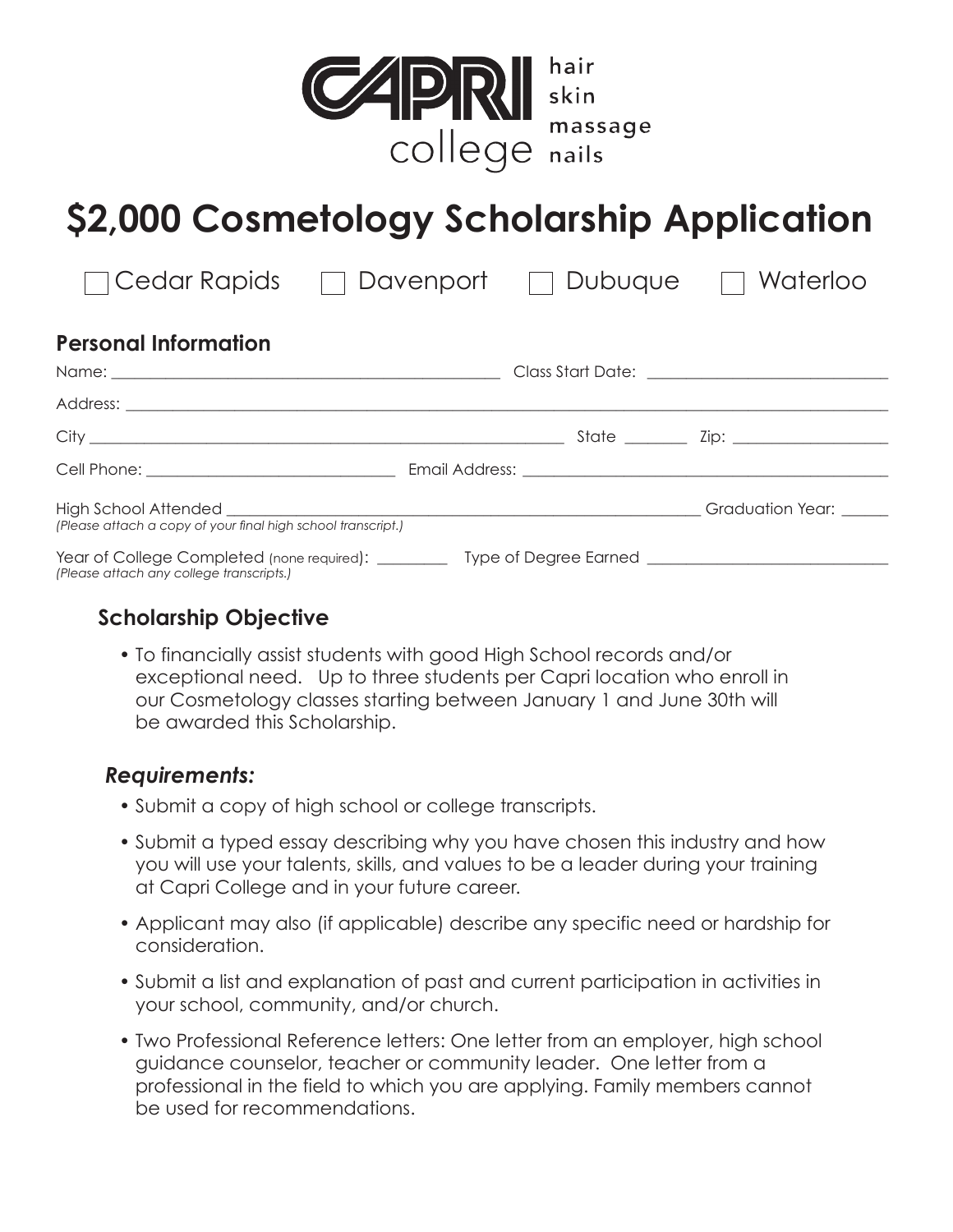CAPRI college

hair
skin
massage
nails

# $2,000 Cosmetology Scholarship Application

☐ Cedar Rapids ☐ Davenport ☐ Dubuque ☐ Waterloo

## Personal Information

Name: ______________________________ Class Start Date: ____________________

Address: ____________________________________________________________

City ______________________________ State ________ Zip: ________________

Cell Phone: ____________________ Email Address: ____________________________

High School Attended ________________________________________ Graduation Year: ______
*(Please attach a copy of your final high school transcript.)*

Year of College Completed (none required): _________ Type of Degree Earned ____________________
*(Please attach any college transcripts.)*

### Scholarship Objective

- To financially assist students with good High School records and/or exceptional need. Up to three students per Capri location who enroll in our Cosmetology classes starting between January 1 and June 30th will be awarded this Scholarship.

### *Requirements:*

- Submit a copy of high school or college transcripts.
- Submit a typed essay describing why you have chosen this industry and how you will use your talents, skills, and values to be a leader during your training at Capri College and in your future career.
- Applicant may also (if applicable) describe any specific need or hardship for consideration.
- Submit a list and explanation of past and current participation in activities in your school, community, and/or church.
- Two Professional Reference letters: One letter from an employer, high school guidance counselor, teacher or community leader. One letter from a professional in the field to which you are applying. Family members cannot be used for recommendations.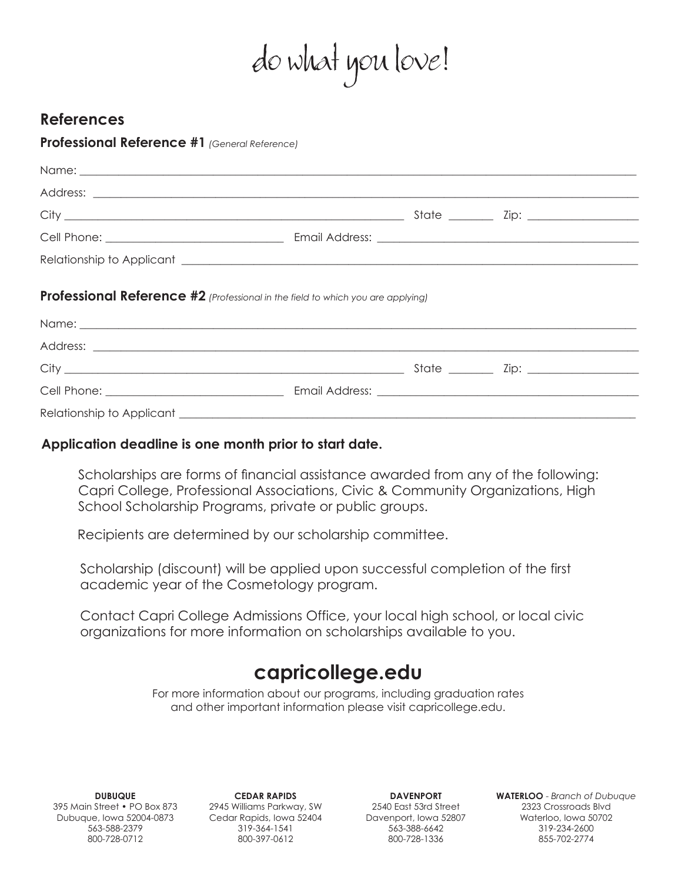do what you love!

## References

### Professional Reference #1 *(General Reference)*

Name: ______________________________________________

Address: ______________________________________________

City ______________________________ State ________ Zip: ____________

Cell Phone: ____________________ Email Address: ____________________________

Relationship to Applicant ______________________________________________

### Professional Reference #2 *(Professional in the field to which you are applying)*

Name: ______________________________________________

Address: ______________________________________________

City ______________________________ State ________ Zip: ____________

Cell Phone: ____________________ Email Address: ____________________________

Relationship to Applicant ______________________________________________

**Application deadline is one month prior to start date.**

Scholarships are forms of financial assistance awarded from any of the following: Capri College, Professional Associations, Civic & Community Organizations, High School Scholarship Programs, private or public groups.

Recipients are determined by our scholarship committee.

Scholarship (discount) will be applied upon successful completion of the first academic year of the Cosmetology program.

Contact Capri College Admissions Office, your local high school, or local civic organizations for more information on scholarships available to you.

## capricollege.edu

For more information about our programs, including graduation rates and other important information please visit capricollege.edu.

**DUBUQUE**
395 Main Street • PO Box 873
Dubuque, Iowa 52004-0873
563-588-2379
800-728-0712

**CEDAR RAPIDS**
2945 Williams Parkway, SW
Cedar Rapids, Iowa 52404
319-364-1541
800-397-0612

**DAVENPORT**
2540 East 53rd Street
Davenport, Iowa 52807
563-388-6642
800-728-1336

**WATERLOO** - *Branch of Dubuque*
2323 Crossroads Blvd
Waterloo, Iowa 50702
319-234-2600
855-702-2774